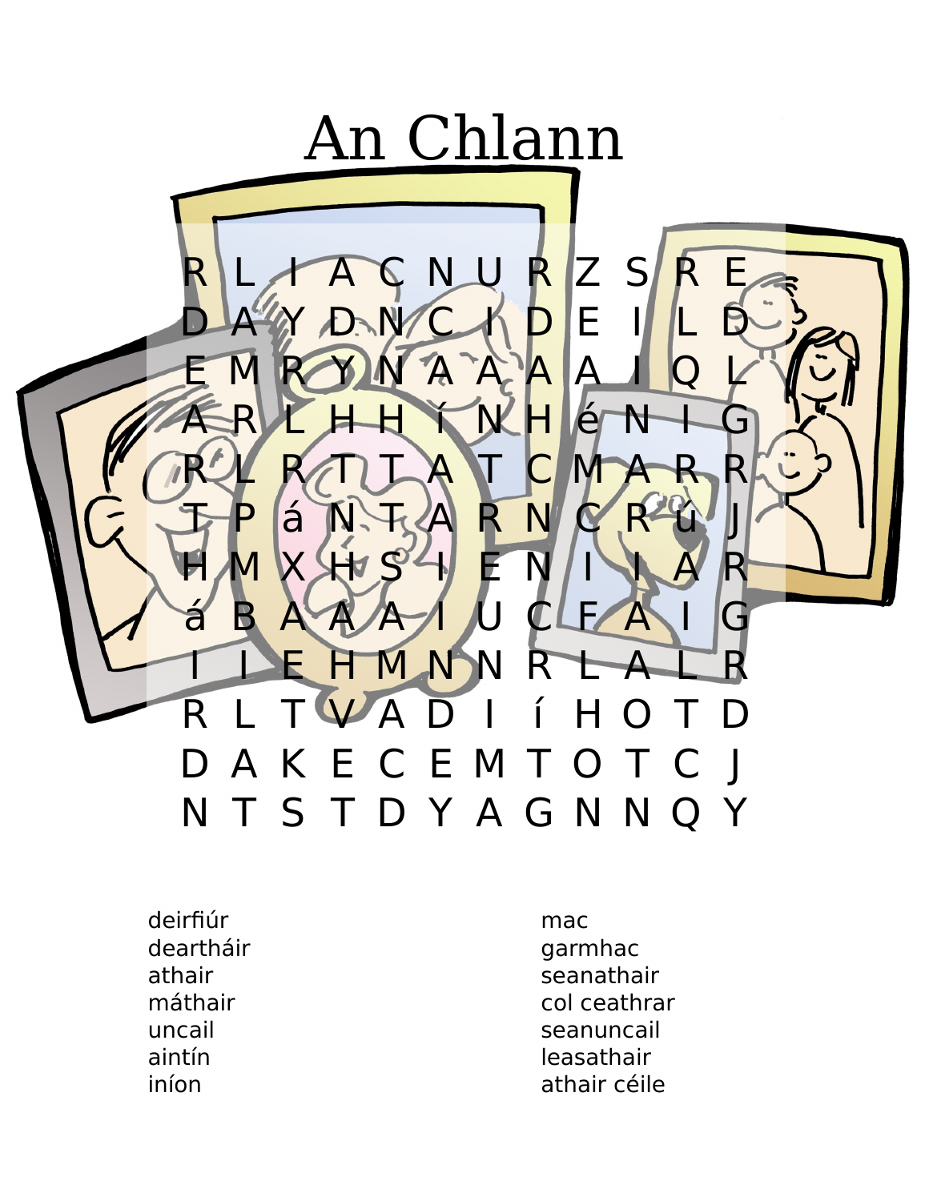# An Chlann

```
R L I A C N U R Z S R E
D A Y D N C I D E I L D
E M R Y N A A A A I Q L
A R L H H í N H é N I G
R L R T T A T C M A R R
T P á N T A R N C R ú J
H M X H S I E N I I A R
á B A A A I U C F A I G
I I E H M N N R L A L R
R L T V A D I í H O T D
D A K E C E M T O T C J
N T S T D Y A G N N Q Y
```

deirfiúr
dearthair
athair
máthair
uncail
aintín
iníon
mac
garmhac
seanathair
col ceathrar
seanuncail
leasathair
athair céile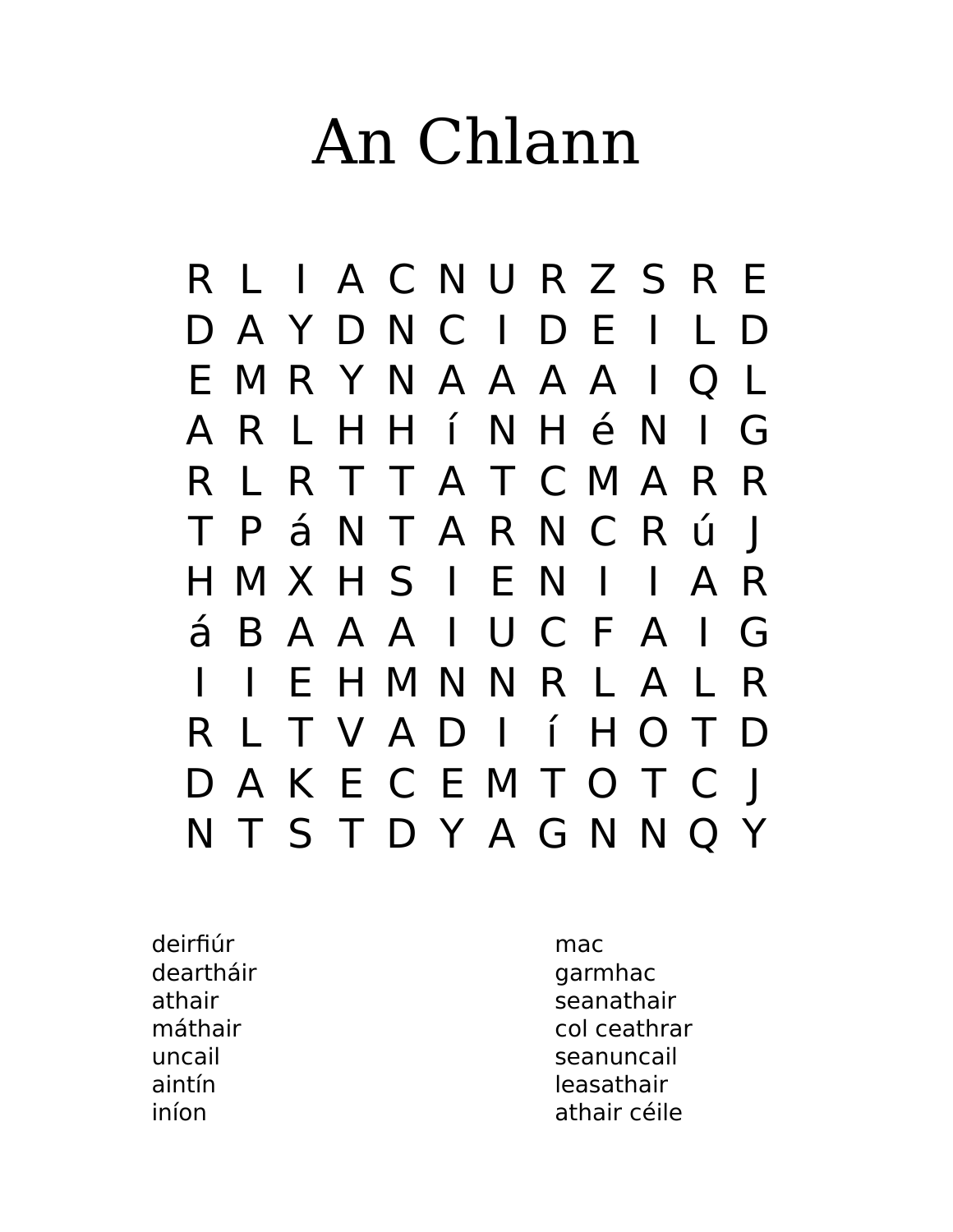# An Chlann

```
R L I A C N U R Z S R E
D A Y D N C I D E I L D
E M R Y N A A A A I Q L
A R L H H í N H é N I G
R L R T T A T C M A R R
T P á N T A R N C R ú J
H M X H S I E N I I A R
á B A A A I U C F A I G
I I E H M N N R L A L R
R L T V A D I í H O T D
D A K E C E M T O T C J
N T S T D Y A G N N Q Y
```

deirfiúr
deartháir
athair
máthair
uncail
aintín
iníon
mac
garmhac
seanathair
col ceathrar
seanuncail
leasathair
athair céile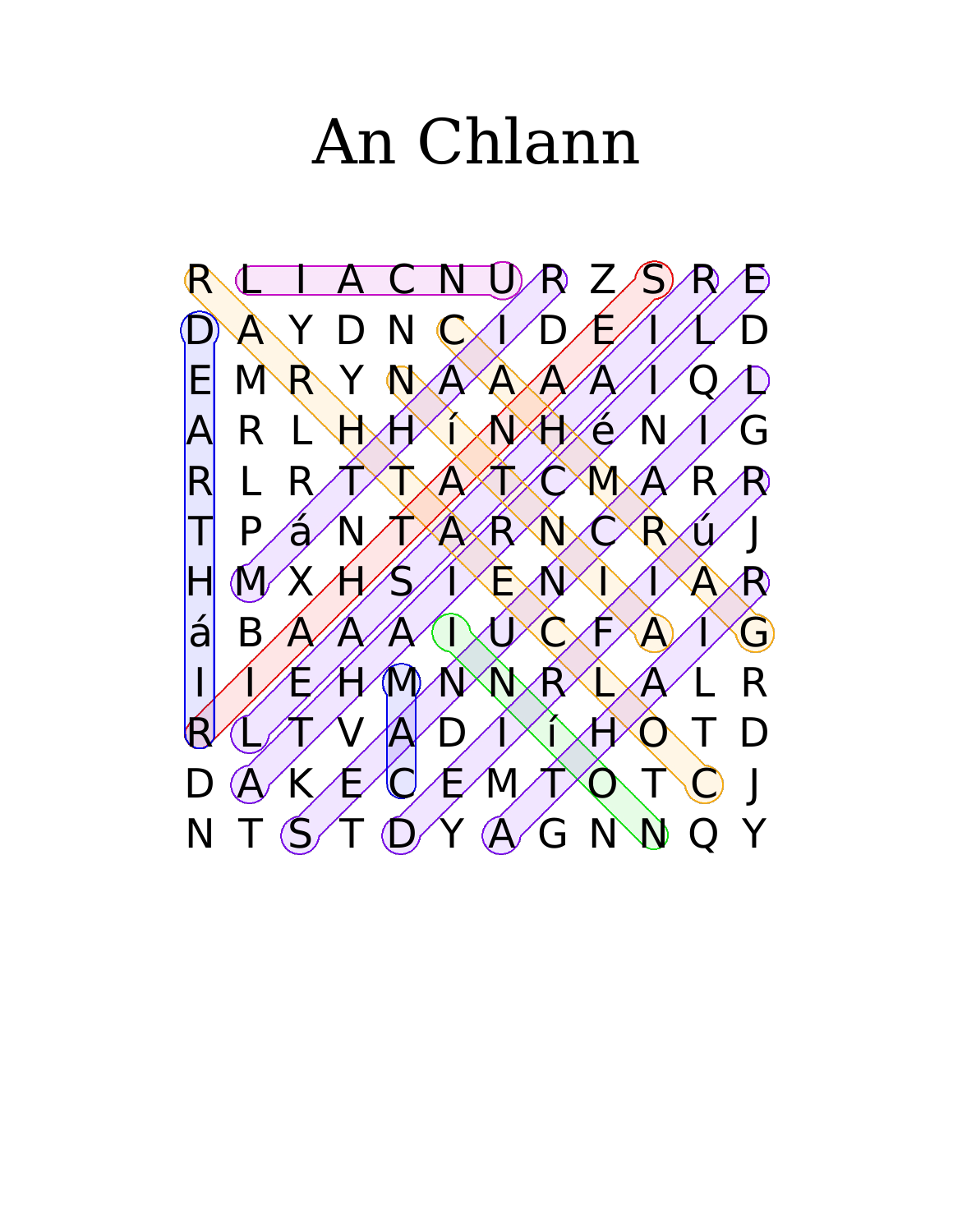# An Chlann

| | | | | | | | | | | | |
|---|---|---|---|---|---|---|---|---|---|---|---|
| R | L | I | A | C | N | U | R | Z | S | R | E |
| D | A | Y | D | N | C | I | D | E | I | L | D |
| E | M | R | Y | N | A | A | A | A | I | Q | L |
| A | R | L | H | H | í | N | H | é | N | I | G |
| R | L | R | T | T | A | T | C | M | A | R | R |
| T | P | á | N | T | A | R | N | C | R | ú | J |
| H | M | X | H | S | I | E | N | I | I | A | R |
| á | B | A | A | A | I | U | C | F | A | I | G |
| I | I | E | H | M | N | N | R | L | A | L | R |
| R | L | T | V | A | D | I | í | H | O | T | D |
| D | A | K | E | C | E | M | T | O | T | C | J |
| N | T | S | T | D | Y | A | G | N | N | Q | Y |